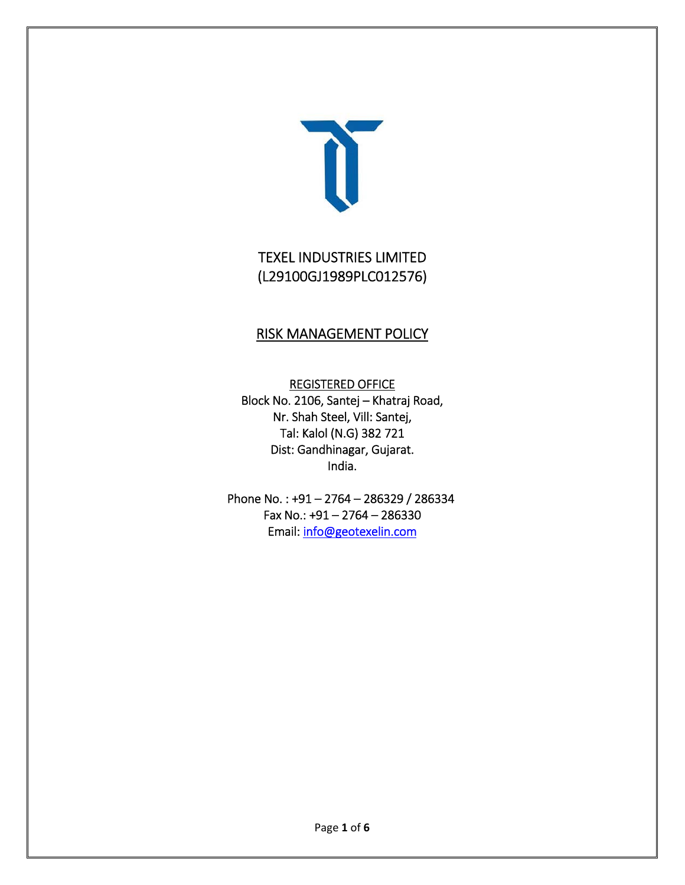# TEXEL INDUSTRIES LIMITED
(L29100GJ1989PLC012576)

## RISK MANAGEMENT POLICY

REGISTERED OFFICE
Block No. 2106, Santej – Khatraj Road,
Nr. Shah Steel, Vill: Santej,
Tal: Kalol (N.G) 382 721
Dist: Gandhinagar, Gujarat.
India.

Phone No. : +91 – 2764 – 286329 / 286334
Fax No.: +91 – 2764 – 286330
Email: info@geotexelin.com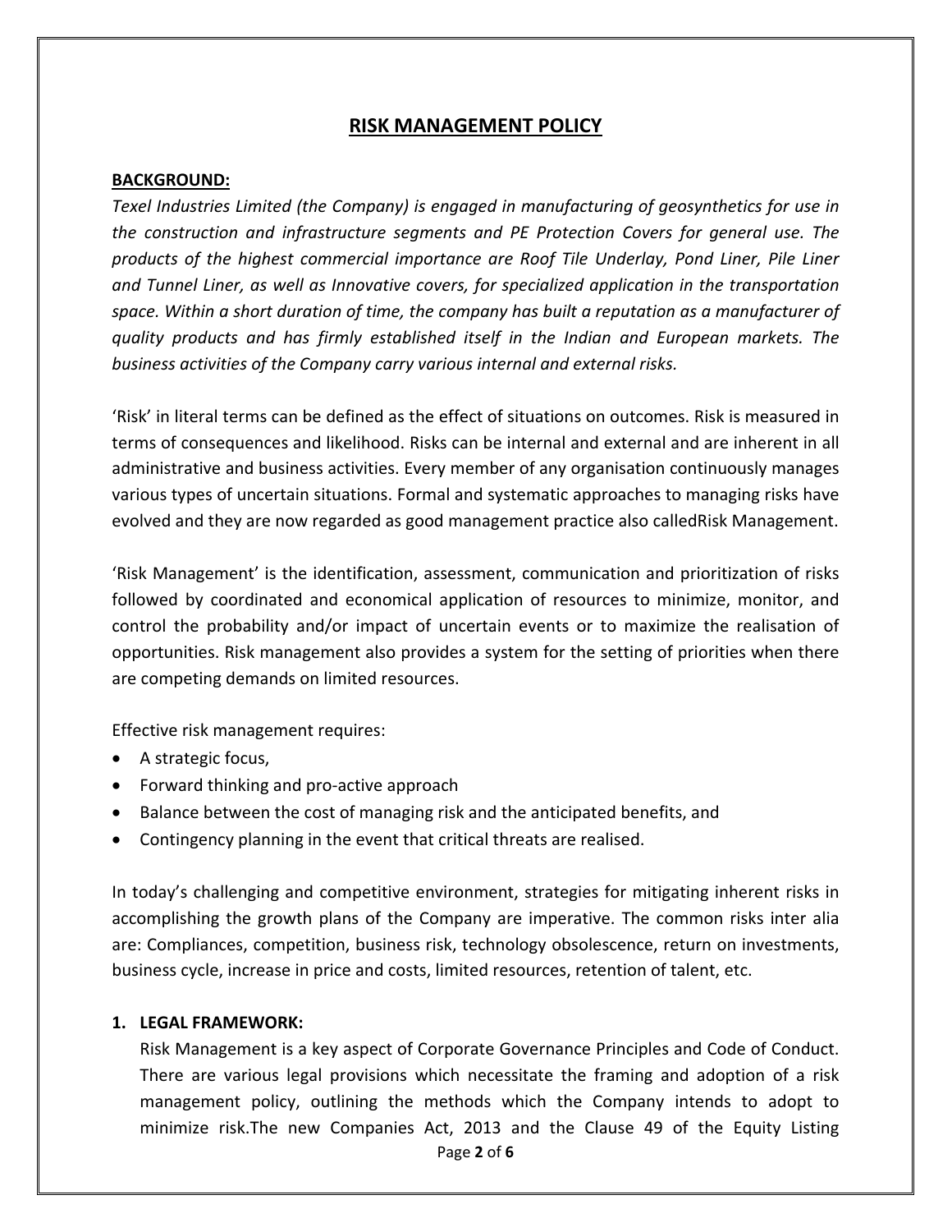# RISK MANAGEMENT POLICY

**BACKGROUND:**

*Texel Industries Limited (the Company) is engaged in manufacturing of geosynthetics for use in the construction and infrastructure segments and PE Protection Covers for general use. The products of the highest commercial importance are Roof Tile Underlay, Pond Liner, Pile Liner and Tunnel Liner, as well as Innovative covers, for specialized application in the transportation space. Within a short duration of time, the company has built a reputation as a manufacturer of quality products and has firmly established itself in the Indian and European markets. The business activities of the Company carry various internal and external risks.*

'Risk' in literal terms can be defined as the effect of situations on outcomes. Risk is measured in terms of consequences and likelihood. Risks can be internal and external and are inherent in all administrative and business activities. Every member of any organisation continuously manages various types of uncertain situations. Formal and systematic approaches to managing risks have evolved and they are now regarded as good management practice also calledRisk Management.

'Risk Management' is the identification, assessment, communication and prioritization of risks followed by coordinated and economical application of resources to minimize, monitor, and control the probability and/or impact of uncertain events or to maximize the realisation of opportunities. Risk management also provides a system for the setting of priorities when there are competing demands on limited resources.

Effective risk management requires:

- A strategic focus,
- Forward thinking and pro-active approach
- Balance between the cost of managing risk and the anticipated benefits, and
- Contingency planning in the event that critical threats are realised.

In today's challenging and competitive environment, strategies for mitigating inherent risks in accomplishing the growth plans of the Company are imperative. The common risks inter alia are: Compliances, competition, business risk, technology obsolescence, return on investments, business cycle, increase in price and costs, limited resources, retention of talent, etc.

**1. LEGAL FRAMEWORK:**

Risk Management is a key aspect of Corporate Governance Principles and Code of Conduct. There are various legal provisions which necessitate the framing and adoption of a risk management policy, outlining the methods which the Company intends to adopt to minimize risk.The new Companies Act, 2013 and the Clause 49 of the Equity Listing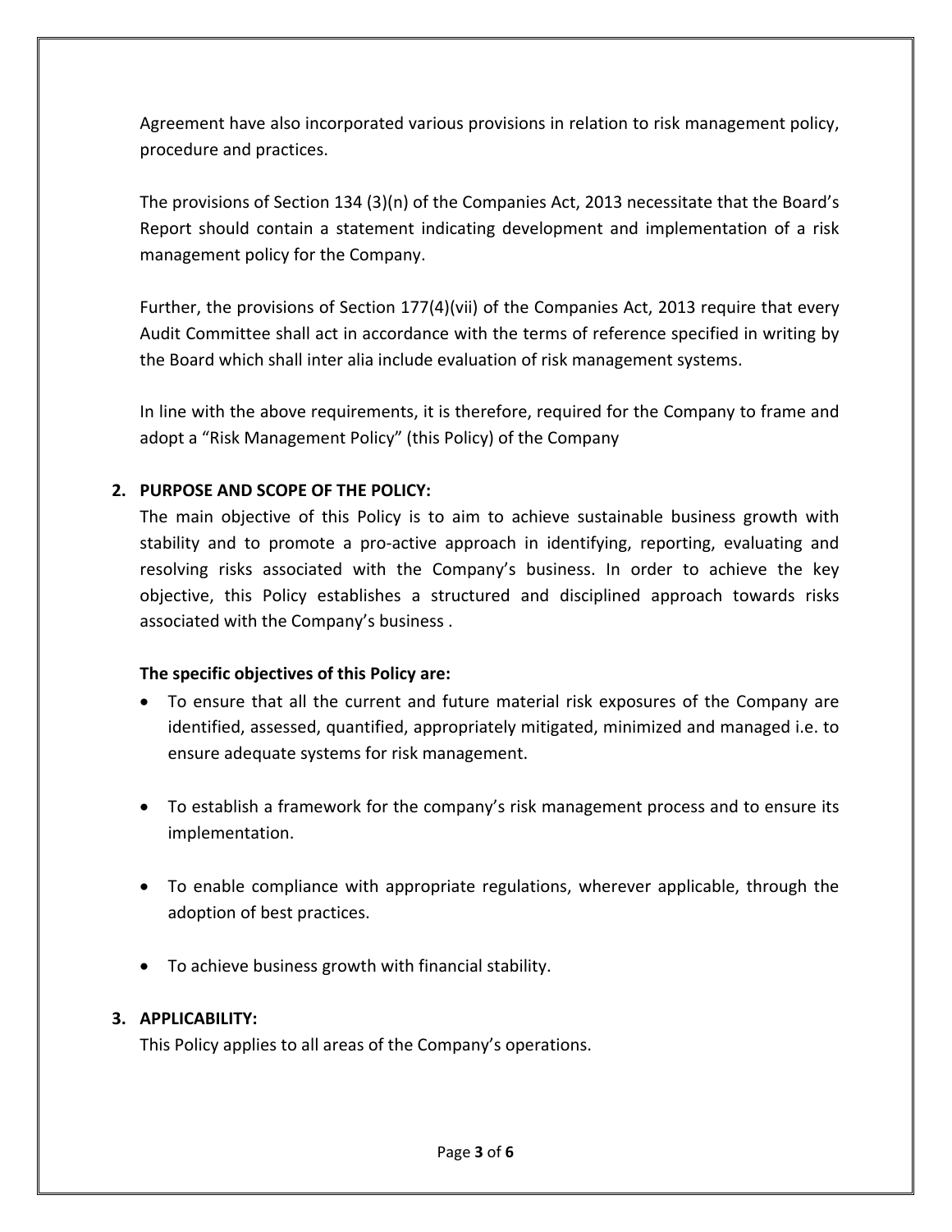Agreement have also incorporated various provisions in relation to risk management policy, procedure and practices.

The provisions of Section 134 (3)(n) of the Companies Act, 2013 necessitate that the Board's Report should contain a statement indicating development and implementation of a risk management policy for the Company.

Further, the provisions of Section 177(4)(vii) of the Companies Act, 2013 require that every Audit Committee shall act in accordance with the terms of reference specified in writing by the Board which shall inter alia include evaluation of risk management systems.

In line with the above requirements, it is therefore, required for the Company to frame and adopt a "Risk Management Policy" (this Policy) of the Company

## 2. PURPOSE AND SCOPE OF THE POLICY:

The main objective of this Policy is to aim to achieve sustainable business growth with stability and to promote a pro-active approach in identifying, reporting, evaluating and resolving risks associated with the Company's business. In order to achieve the key objective, this Policy establishes a structured and disciplined approach towards risks associated with the Company's business .

**The specific objectives of this Policy are:**

- To ensure that all the current and future material risk exposures of the Company are identified, assessed, quantified, appropriately mitigated, minimized and managed i.e. to ensure adequate systems for risk management.
- To establish a framework for the company's risk management process and to ensure its implementation.
- To enable compliance with appropriate regulations, wherever applicable, through the adoption of best practices.
- To achieve business growth with financial stability.

## 3. APPLICABILITY:

This Policy applies to all areas of the Company's operations.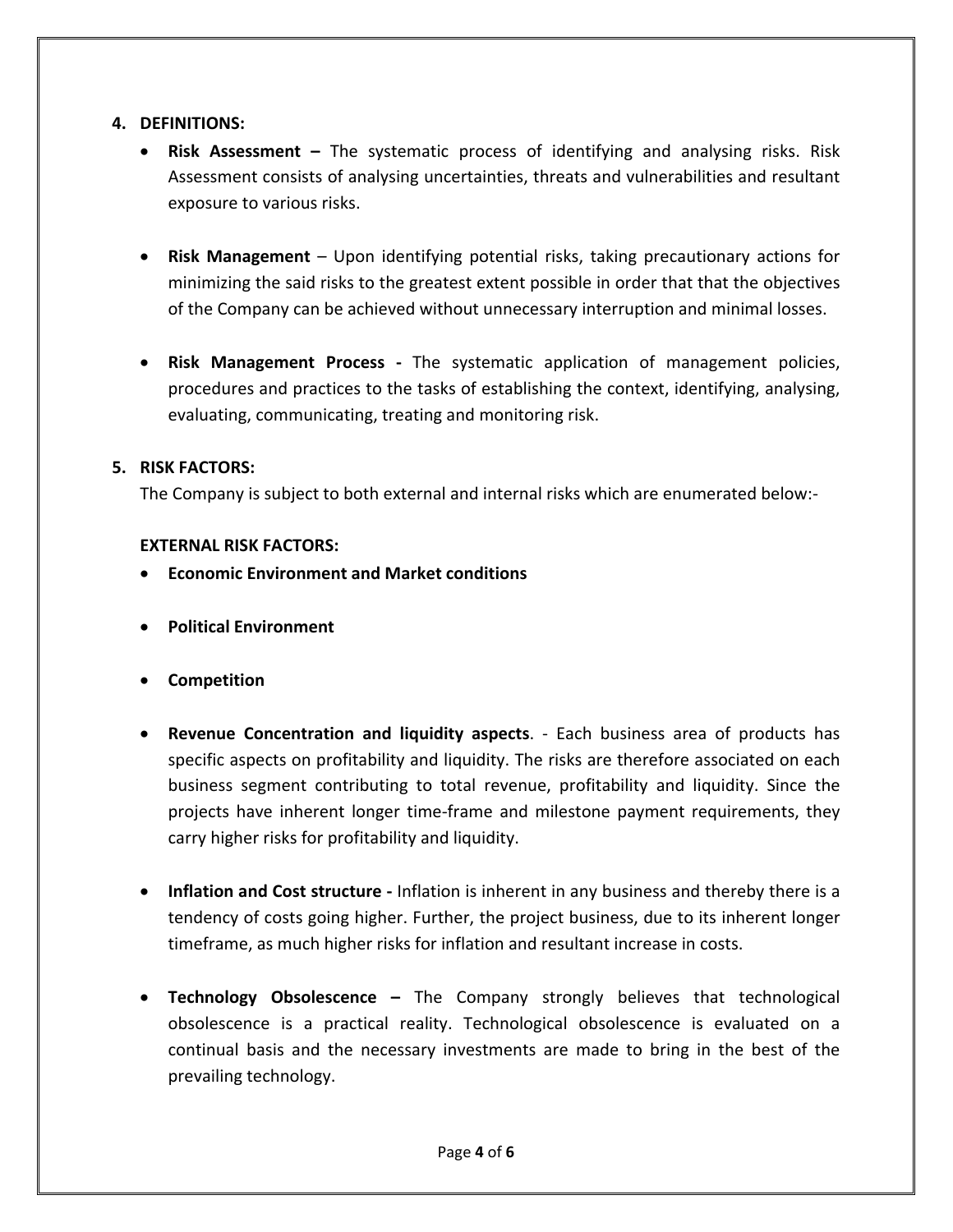## 4. DEFINITIONS:

- **Risk Assessment –** The systematic process of identifying and analysing risks. Risk Assessment consists of analysing uncertainties, threats and vulnerabilities and resultant exposure to various risks.

- **Risk Management** – Upon identifying potential risks, taking precautionary actions for minimizing the said risks to the greatest extent possible in order that that the objectives of the Company can be achieved without unnecessary interruption and minimal losses.

- **Risk Management Process -** The systematic application of management policies, procedures and practices to the tasks of establishing the context, identifying, analysing, evaluating, communicating, treating and monitoring risk.

## 5. RISK FACTORS:

The Company is subject to both external and internal risks which are enumerated below:-

**EXTERNAL RISK FACTORS:**

- **Economic Environment and Market conditions**

- **Political Environment**

- **Competition**

- **Revenue Concentration and liquidity aspects**. - Each business area of products has specific aspects on profitability and liquidity. The risks are therefore associated on each business segment contributing to total revenue, profitability and liquidity. Since the projects have inherent longer time-frame and milestone payment requirements, they carry higher risks for profitability and liquidity.

- **Inflation and Cost structure -** Inflation is inherent in any business and thereby there is a tendency of costs going higher. Further, the project business, due to its inherent longer timeframe, as much higher risks for inflation and resultant increase in costs.

- **Technology Obsolescence –** The Company strongly believes that technological obsolescence is a practical reality. Technological obsolescence is evaluated on a continual basis and the necessary investments are made to bring in the best of the prevailing technology.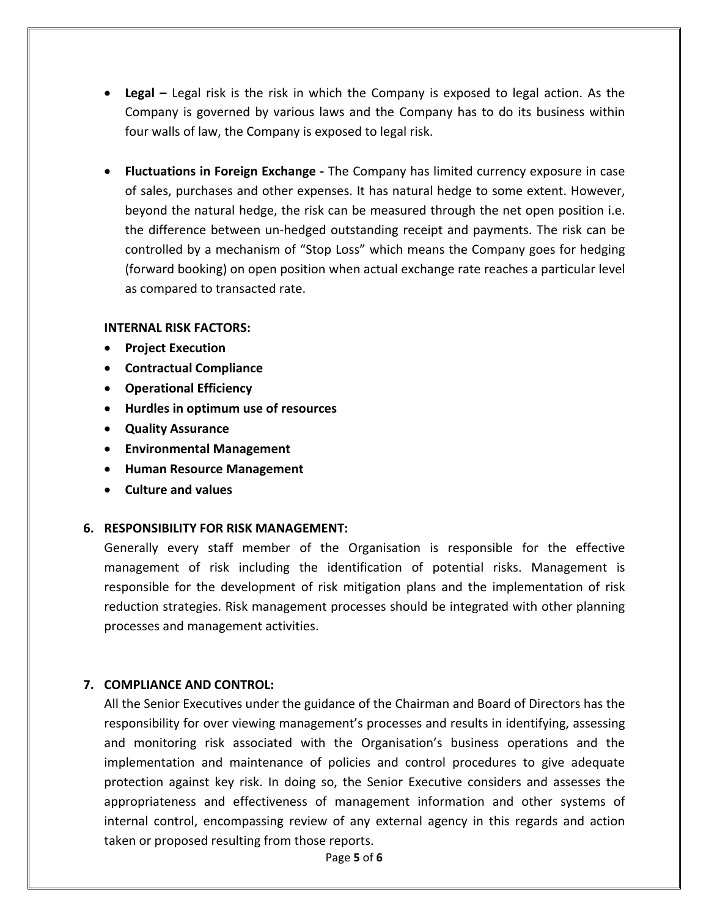- **Legal –** Legal risk is the risk in which the Company is exposed to legal action. As the Company is governed by various laws and the Company has to do its business within four walls of law, the Company is exposed to legal risk.

- **Fluctuations in Foreign Exchange -** The Company has limited currency exposure in case of sales, purchases and other expenses. It has natural hedge to some extent. However, beyond the natural hedge, the risk can be measured through the net open position i.e. the difference between un-hedged outstanding receipt and payments. The risk can be controlled by a mechanism of "Stop Loss" which means the Company goes for hedging (forward booking) on open position when actual exchange rate reaches a particular level as compared to transacted rate.

**INTERNAL RISK FACTORS:**

- **Project Execution**
- **Contractual Compliance**
- **Operational Efficiency**
- **Hurdles in optimum use of resources**
- **Quality Assurance**
- **Environmental Management**
- **Human Resource Management**
- **Culture and values**

## 6. RESPONSIBILITY FOR RISK MANAGEMENT:

Generally every staff member of the Organisation is responsible for the effective management of risk including the identification of potential risks. Management is responsible for the development of risk mitigation plans and the implementation of risk reduction strategies. Risk management processes should be integrated with other planning processes and management activities.

## 7. COMPLIANCE AND CONTROL:

All the Senior Executives under the guidance of the Chairman and Board of Directors has the responsibility for over viewing management's processes and results in identifying, assessing and monitoring risk associated with the Organisation's business operations and the implementation and maintenance of policies and control procedures to give adequate protection against key risk. In doing so, the Senior Executive considers and assesses the appropriateness and effectiveness of management information and other systems of internal control, encompassing review of any external agency in this regards and action taken or proposed resulting from those reports.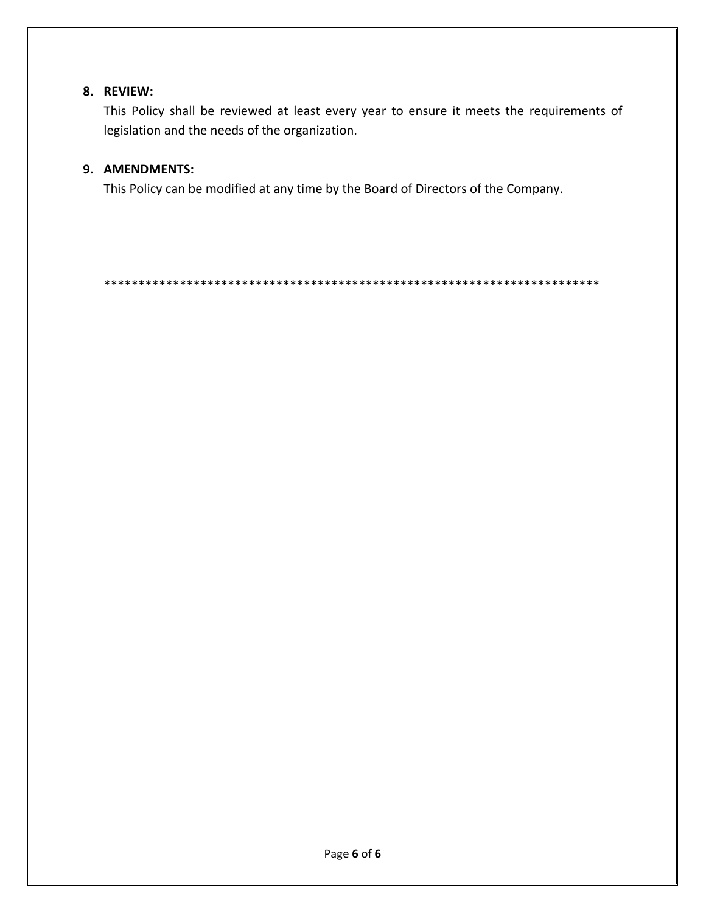**8. REVIEW:**

This Policy shall be reviewed at least every year to ensure it meets the requirements of legislation and the needs of the organization.

**9. AMENDMENTS:**

This Policy can be modified at any time by the Board of Directors of the Company.

*************************************************************************